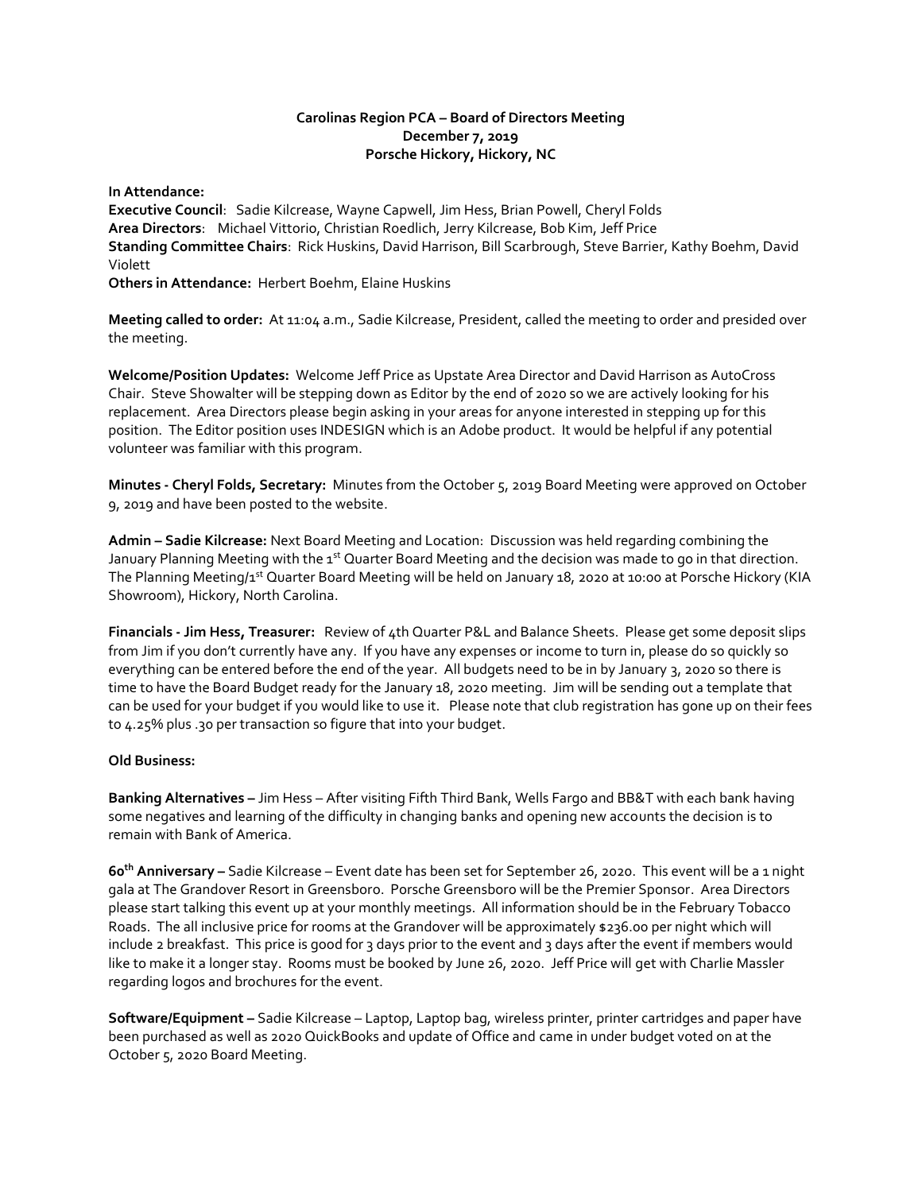**Carolinas Region PCA – Board of Directors Meeting**
**December 7, 2019**
**Porsche Hickory, Hickory, NC**

**In Attendance:**
**Executive Council**: Sadie Kilcrease, Wayne Capwell, Jim Hess, Brian Powell, Cheryl Folds
**Area Directors**: Michael Vittorio, Christian Roedlich, Jerry Kilcrease, Bob Kim, Jeff Price
**Standing Committee Chairs**: Rick Huskins, David Harrison, Bill Scarbrough, Steve Barrier, Kathy Boehm, David Violett
**Others in Attendance:** Herbert Boehm, Elaine Huskins

**Meeting called to order:** At 11:04 a.m., Sadie Kilcrease, President, called the meeting to order and presided over the meeting.

**Welcome/Position Updates:** Welcome Jeff Price as Upstate Area Director and David Harrison as AutoCross Chair. Steve Showalter will be stepping down as Editor by the end of 2020 so we are actively looking for his replacement. Area Directors please begin asking in your areas for anyone interested in stepping up for this position. The Editor position uses INDESIGN which is an Adobe product. It would be helpful if any potential volunteer was familiar with this program.

**Minutes - Cheryl Folds, Secretary:** Minutes from the October 5, 2019 Board Meeting were approved on October 9, 2019 and have been posted to the website.

**Admin – Sadie Kilcrease:** Next Board Meeting and Location: Discussion was held regarding combining the January Planning Meeting with the 1st Quarter Board Meeting and the decision was made to go in that direction. The Planning Meeting/1st Quarter Board Meeting will be held on January 18, 2020 at 10:00 at Porsche Hickory (KIA Showroom), Hickory, North Carolina.

**Financials - Jim Hess, Treasurer:** Review of 4th Quarter P&L and Balance Sheets. Please get some deposit slips from Jim if you don't currently have any. If you have any expenses or income to turn in, please do so quickly so everything can be entered before the end of the year. All budgets need to be in by January 3, 2020 so there is time to have the Board Budget ready for the January 18, 2020 meeting. Jim will be sending out a template that can be used for your budget if you would like to use it. Please note that club registration has gone up on their fees to 4.25% plus .30 per transaction so figure that into your budget.

**Old Business:**

**Banking Alternatives –** Jim Hess – After visiting Fifth Third Bank, Wells Fargo and BB&T with each bank having some negatives and learning of the difficulty in changing banks and opening new accounts the decision is to remain with Bank of America.

**60th Anniversary –** Sadie Kilcrease – Event date has been set for September 26, 2020. This event will be a 1 night gala at The Grandover Resort in Greensboro. Porsche Greensboro will be the Premier Sponsor. Area Directors please start talking this event up at your monthly meetings. All information should be in the February Tobacco Roads. The all inclusive price for rooms at the Grandover will be approximately $236.00 per night which will include 2 breakfast. This price is good for 3 days prior to the event and 3 days after the event if members would like to make it a longer stay. Rooms must be booked by June 26, 2020. Jeff Price will get with Charlie Massler regarding logos and brochures for the event.

**Software/Equipment –** Sadie Kilcrease – Laptop, Laptop bag, wireless printer, printer cartridges and paper have been purchased as well as 2020 QuickBooks and update of Office and came in under budget voted on at the October 5, 2020 Board Meeting.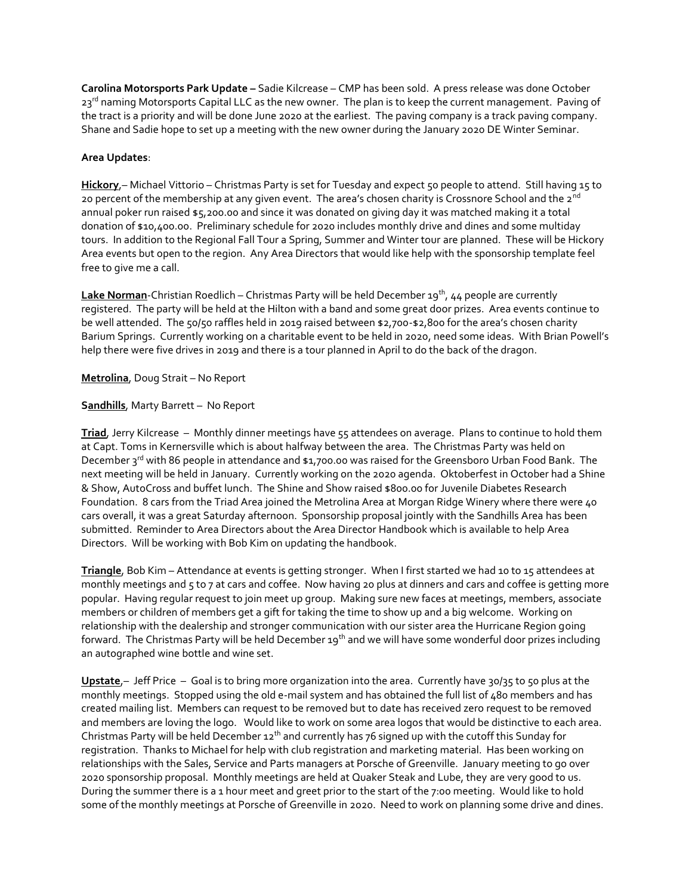**Carolina Motorsports Park Update –** Sadie Kilcrease – CMP has been sold. A press release was done October 23rd naming Motorsports Capital LLC as the new owner. The plan is to keep the current management. Paving of the tract is a priority and will be done June 2020 at the earliest. The paving company is a track paving company. Shane and Sadie hope to set up a meeting with the new owner during the January 2020 DE Winter Seminar.

**Area Updates**:

**Hickory**,– Michael Vittorio – Christmas Party is set for Tuesday and expect 50 people to attend. Still having 15 to 20 percent of the membership at any given event. The area's chosen charity is Crossnore School and the 2nd annual poker run raised $5,200.00 and since it was donated on giving day it was matched making it a total donation of $10,400.00. Preliminary schedule for 2020 includes monthly drive and dines and some multiday tours. In addition to the Regional Fall Tour a Spring, Summer and Winter tour are planned. These will be Hickory Area events but open to the region. Any Area Directors that would like help with the sponsorship template feel free to give me a call.

**Lake Norman**-Christian Roedlich – Christmas Party will be held December 19th, 44 people are currently registered. The party will be held at the Hilton with a band and some great door prizes. Area events continue to be well attended. The 50/50 raffles held in 2019 raised between $2,700-$2,800 for the area's chosen charity Barium Springs. Currently working on a charitable event to be held in 2020, need some ideas. With Brian Powell's help there were five drives in 2019 and there is a tour planned in April to do the back of the dragon.

**Metrolina**, Doug Strait – No Report

**Sandhills**, Marty Barrett – No Report

**Triad**, Jerry Kilcrease – Monthly dinner meetings have 55 attendees on average. Plans to continue to hold them at Capt. Toms in Kernersville which is about halfway between the area. The Christmas Party was held on December 3rd with 86 people in attendance and $1,700.00 was raised for the Greensboro Urban Food Bank. The next meeting will be held in January. Currently working on the 2020 agenda. Oktoberfest in October had a Shine & Show, AutoCross and buffet lunch. The Shine and Show raised $800.00 for Juvenile Diabetes Research Foundation. 8 cars from the Triad Area joined the Metrolina Area at Morgan Ridge Winery where there were 40 cars overall, it was a great Saturday afternoon. Sponsorship proposal jointly with the Sandhills Area has been submitted. Reminder to Area Directors about the Area Director Handbook which is available to help Area Directors. Will be working with Bob Kim on updating the handbook.

**Triangle**, Bob Kim – Attendance at events is getting stronger. When I first started we had 10 to 15 attendees at monthly meetings and 5 to 7 at cars and coffee. Now having 20 plus at dinners and cars and coffee is getting more popular. Having regular request to join meet up group. Making sure new faces at meetings, members, associate members or children of members get a gift for taking the time to show up and a big welcome. Working on relationship with the dealership and stronger communication with our sister area the Hurricane Region going forward. The Christmas Party will be held December 19th and we will have some wonderful door prizes including an autographed wine bottle and wine set.

**Upstate**,– Jeff Price – Goal is to bring more organization into the area. Currently have 30/35 to 50 plus at the monthly meetings. Stopped using the old e-mail system and has obtained the full list of 480 members and has created mailing list. Members can request to be removed but to date has received zero request to be removed and members are loving the logo. Would like to work on some area logos that would be distinctive to each area. Christmas Party will be held December 12th and currently has 76 signed up with the cutoff this Sunday for registration. Thanks to Michael for help with club registration and marketing material. Has been working on relationships with the Sales, Service and Parts managers at Porsche of Greenville. January meeting to go over 2020 sponsorship proposal. Monthly meetings are held at Quaker Steak and Lube, they are very good to us. During the summer there is a 1 hour meet and greet prior to the start of the 7:00 meeting. Would like to hold some of the monthly meetings at Porsche of Greenville in 2020. Need to work on planning some drive and dines.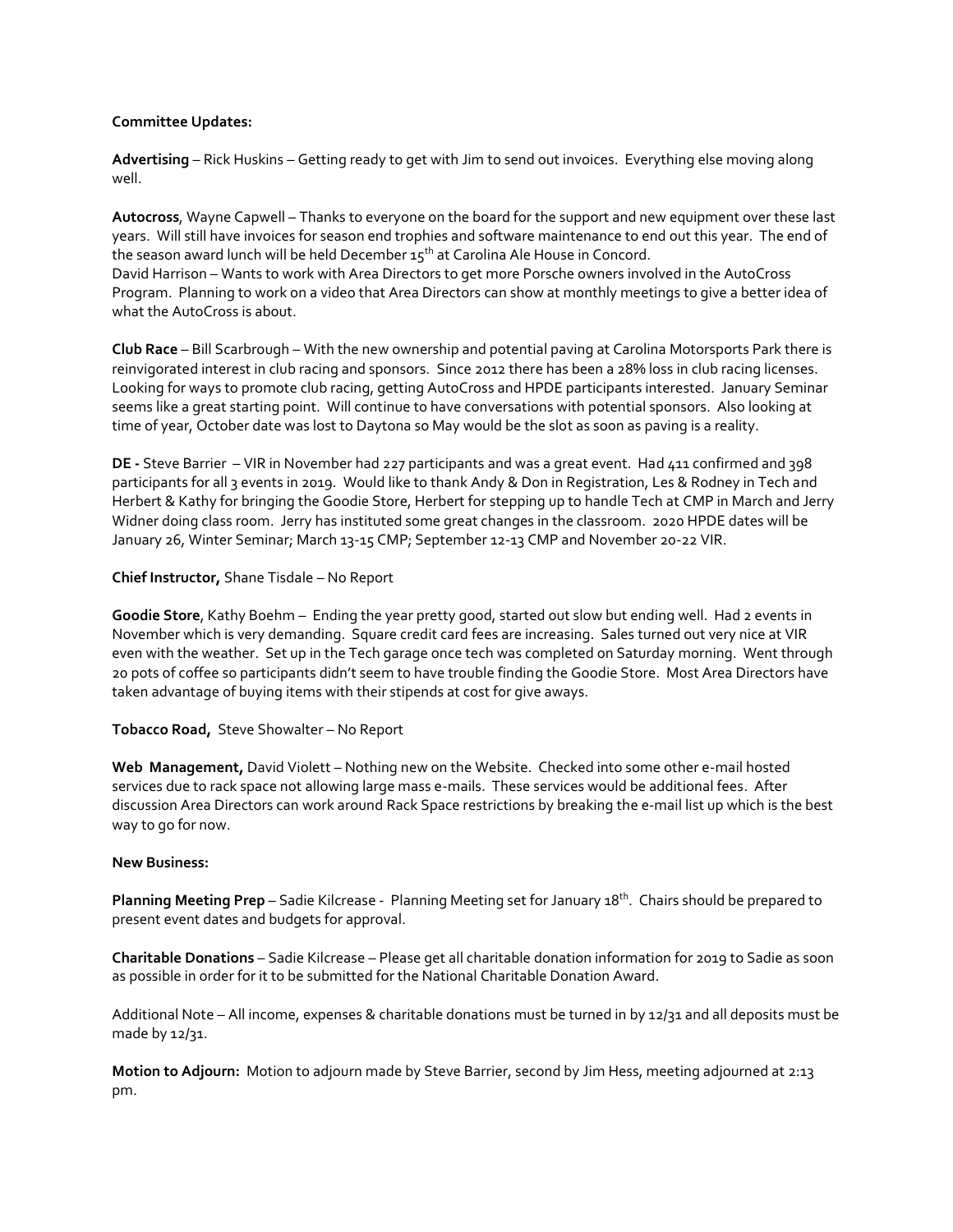**Committee Updates:**

**Advertising** – Rick Huskins – Getting ready to get with Jim to send out invoices. Everything else moving along well.

**Autocross**, Wayne Capwell – Thanks to everyone on the board for the support and new equipment over these last years. Will still have invoices for season end trophies and software maintenance to end out this year. The end of the season award lunch will be held December 15th at Carolina Ale House in Concord.
David Harrison – Wants to work with Area Directors to get more Porsche owners involved in the AutoCross Program. Planning to work on a video that Area Directors can show at monthly meetings to give a better idea of what the AutoCross is about.

**Club Race** – Bill Scarbrough – With the new ownership and potential paving at Carolina Motorsports Park there is reinvigorated interest in club racing and sponsors. Since 2012 there has been a 28% loss in club racing licenses. Looking for ways to promote club racing, getting AutoCross and HPDE participants interested. January Seminar seems like a great starting point. Will continue to have conversations with potential sponsors. Also looking at time of year, October date was lost to Daytona so May would be the slot as soon as paving is a reality.

**DE -** Steve Barrier – VIR in November had 227 participants and was a great event. Had 411 confirmed and 398 participants for all 3 events in 2019. Would like to thank Andy & Don in Registration, Les & Rodney in Tech and Herbert & Kathy for bringing the Goodie Store, Herbert for stepping up to handle Tech at CMP in March and Jerry Widner doing class room. Jerry has instituted some great changes in the classroom. 2020 HPDE dates will be January 26, Winter Seminar; March 13-15 CMP; September 12-13 CMP and November 20-22 VIR.

**Chief Instructor,** Shane Tisdale – No Report

**Goodie Store**, Kathy Boehm – Ending the year pretty good, started out slow but ending well. Had 2 events in November which is very demanding. Square credit card fees are increasing. Sales turned out very nice at VIR even with the weather. Set up in the Tech garage once tech was completed on Saturday morning. Went through 20 pots of coffee so participants didn't seem to have trouble finding the Goodie Store. Most Area Directors have taken advantage of buying items with their stipends at cost for give aways.

**Tobacco Road,** Steve Showalter – No Report

**Web Management,** David Violett – Nothing new on the Website. Checked into some other e-mail hosted services due to rack space not allowing large mass e-mails. These services would be additional fees. After discussion Area Directors can work around Rack Space restrictions by breaking the e-mail list up which is the best way to go for now.

**New Business:**

**Planning Meeting Prep** – Sadie Kilcrease - Planning Meeting set for January 18th. Chairs should be prepared to present event dates and budgets for approval.

**Charitable Donations** – Sadie Kilcrease – Please get all charitable donation information for 2019 to Sadie as soon as possible in order for it to be submitted for the National Charitable Donation Award.

Additional Note – All income, expenses & charitable donations must be turned in by 12/31 and all deposits must be made by 12/31.

**Motion to Adjourn:** Motion to adjourn made by Steve Barrier, second by Jim Hess, meeting adjourned at 2:13 pm.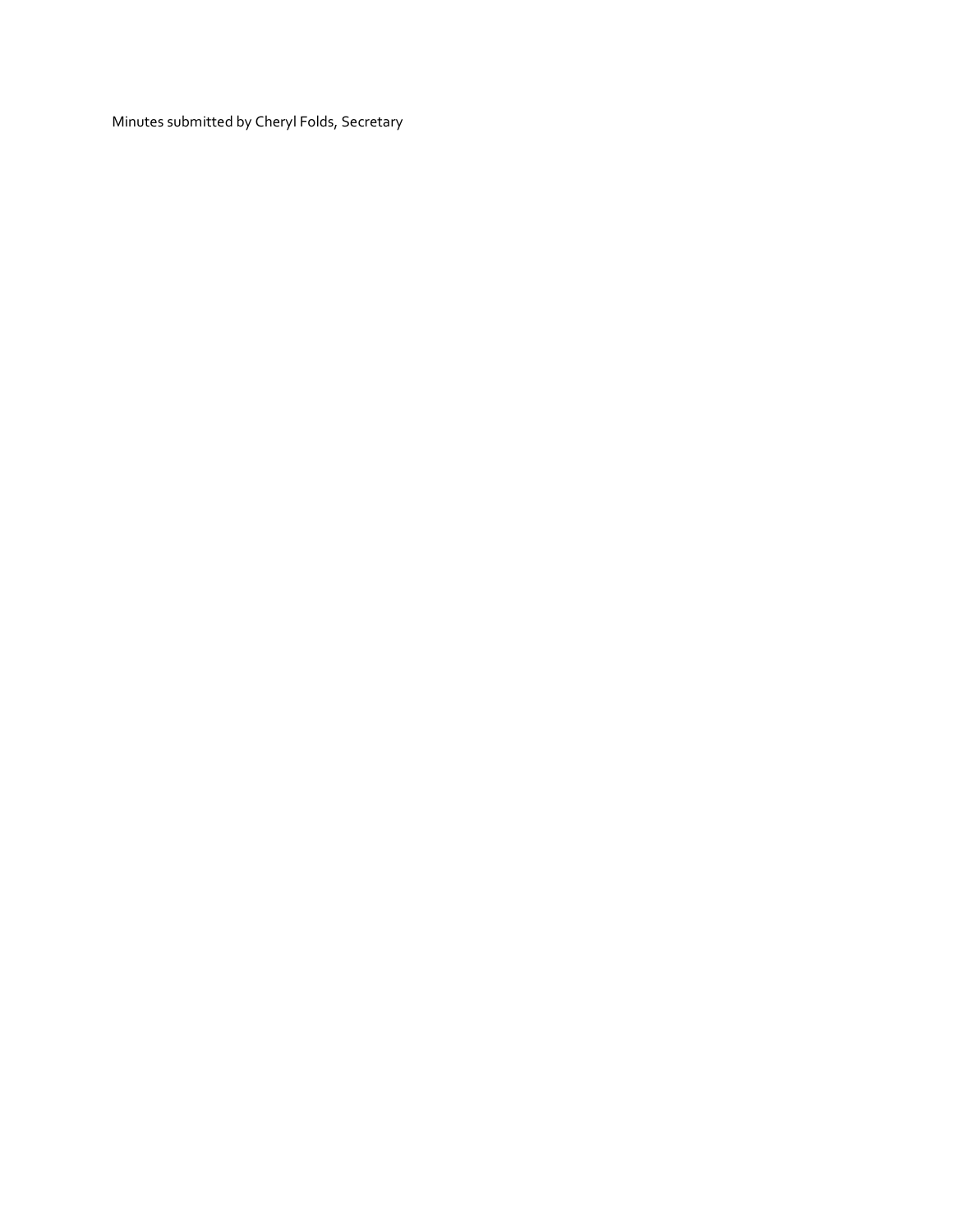Minutes submitted by Cheryl Folds, Secretary